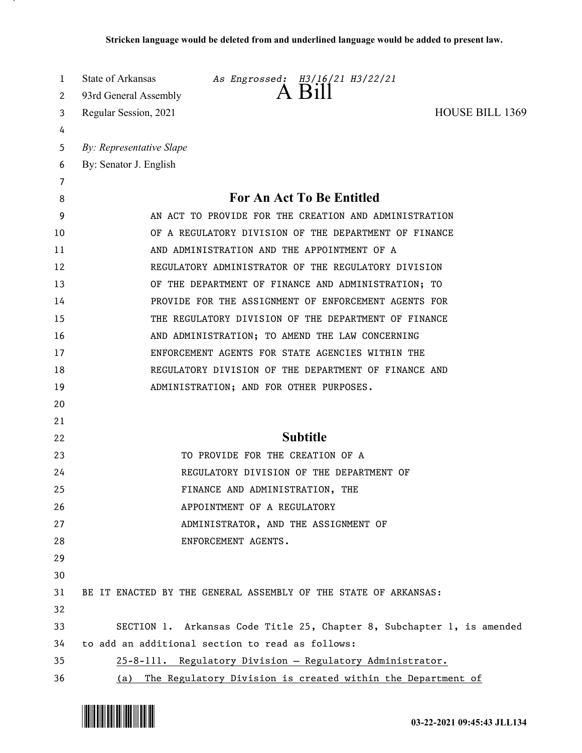**Stricken language would be deleted from and underlined language would be added to present law.**

State of Arkansas *As Engrossed: H3/16/21 H3/22/21*
93rd General Assembly
# A Bill
Regular Session, 2021 HOUSE BILL 1369

*By: Representative Slape*
By: Senator J. English

## For An Act To Be Entitled

AN ACT TO PROVIDE FOR THE CREATION AND ADMINISTRATION OF A REGULATORY DIVISION OF THE DEPARTMENT OF FINANCE AND ADMINISTRATION AND THE APPOINTMENT OF A REGULATORY ADMINISTRATOR OF THE REGULATORY DIVISION OF THE DEPARTMENT OF FINANCE AND ADMINISTRATION; TO PROVIDE FOR THE ASSIGNMENT OF ENFORCEMENT AGENTS FOR THE REGULATORY DIVISION OF THE DEPARTMENT OF FINANCE AND ADMINISTRATION; TO AMEND THE LAW CONCERNING ENFORCEMENT AGENTS FOR STATE AGENCIES WITHIN THE REGULATORY DIVISION OF THE DEPARTMENT OF FINANCE AND ADMINISTRATION; AND FOR OTHER PURPOSES.

## Subtitle

TO PROVIDE FOR THE CREATION OF A REGULATORY DIVISION OF THE DEPARTMENT OF FINANCE AND ADMINISTRATION, THE APPOINTMENT OF A REGULATORY ADMINISTRATOR, AND THE ASSIGNMENT OF ENFORCEMENT AGENTS.

BE IT ENACTED BY THE GENERAL ASSEMBLY OF THE STATE OF ARKANSAS:

SECTION 1. Arkansas Code Title 25, Chapter 8, Subchapter 1, is amended to add an additional section to read as follows:

<u>25-8-111. Regulatory Division — Regulatory Administrator.</u>

<u>(a) The Regulatory Division is created within the Department of</u>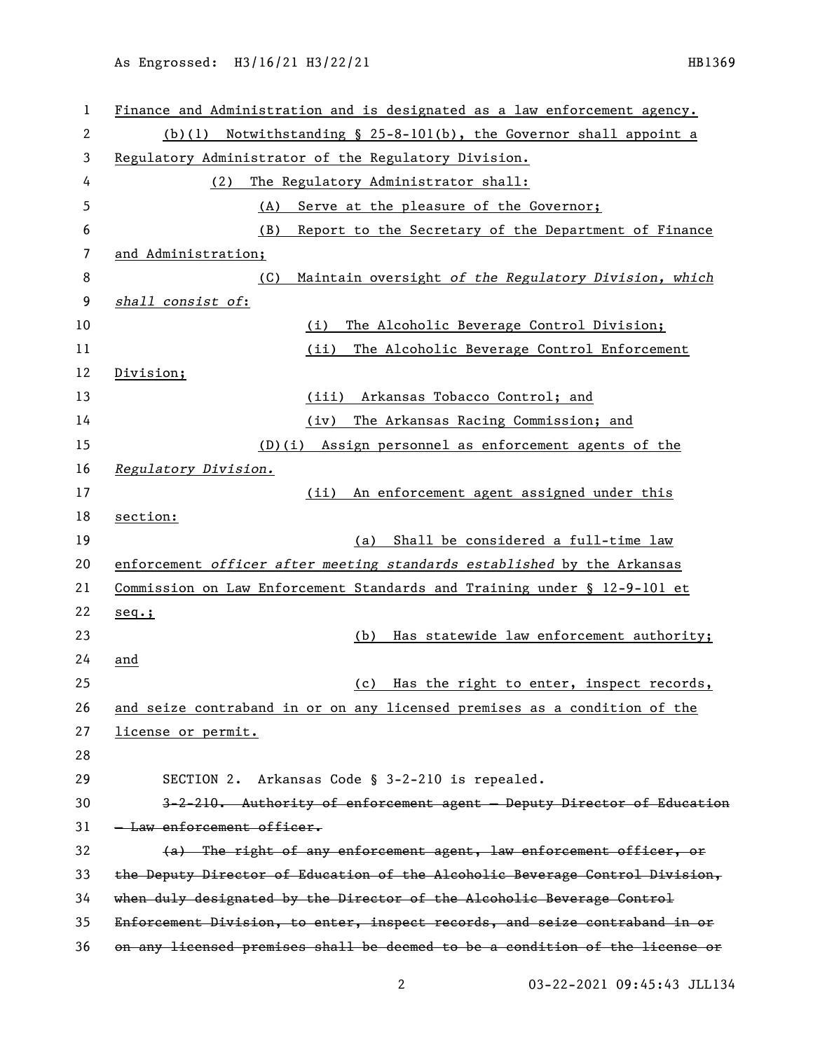Finance and Administration and is designated as a law enforcement agency.

(b)(1) Notwithstanding § 25-8-101(b), the Governor shall appoint a Regulatory Administrator of the Regulatory Division.

(2) The Regulatory Administrator shall:

(A) Serve at the pleasure of the Governor;

(B) Report to the Secretary of the Department of Finance and Administration;

(C) Maintain oversight *of the Regulatory Division, which shall consist of*:

(i) The Alcoholic Beverage Control Division;

(ii) The Alcoholic Beverage Control Enforcement Division;

(iii) Arkansas Tobacco Control; and

(iv) The Arkansas Racing Commission; and

(D)(i) Assign personnel as enforcement agents of the *Regulatory Division.*

(ii) An enforcement agent assigned under this section:

(a) Shall be considered a full-time law enforcement *officer after meeting standards established* by the Arkansas Commission on Law Enforcement Standards and Training under § 12-9-101 et seq.;

(b) Has statewide law enforcement authority; and

(c) Has the right to enter, inspect records, and seize contraband in or on any licensed premises as a condition of the license or permit.

SECTION 2. Arkansas Code § 3-2-210 is repealed.

~~3-2-210. Authority of enforcement agent — Deputy Director of Education — Law enforcement officer.~~

~~(a) The right of any enforcement agent, law enforcement officer, or the Deputy Director of Education of the Alcoholic Beverage Control Division, when duly designated by the Director of the Alcoholic Beverage Control Enforcement Division, to enter, inspect records, and seize contraband in or on any licensed premises shall be deemed to be a condition of the license or~~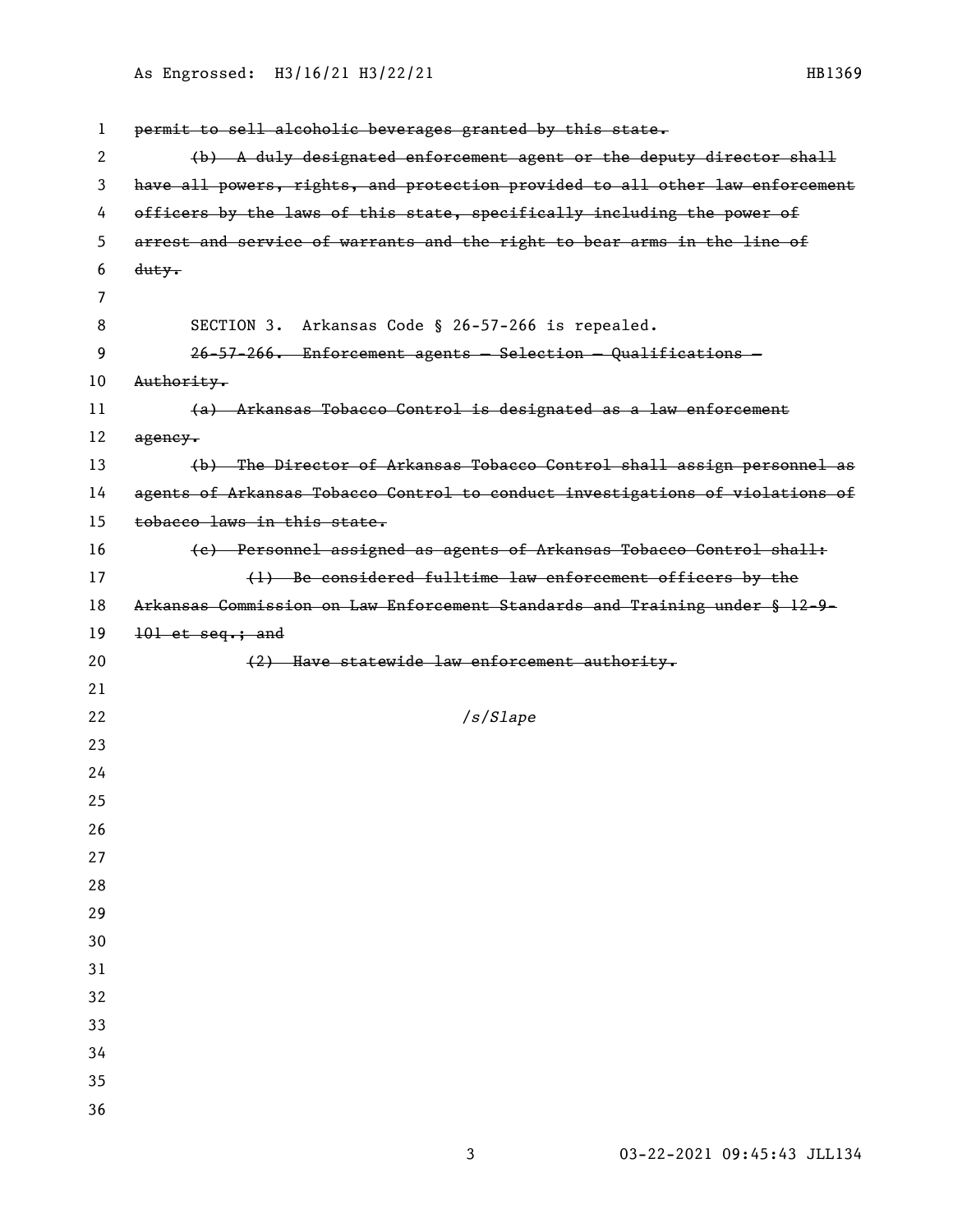~~permit to sell alcoholic beverages granted by this state.~~

~~(b) A duly designated enforcement agent or the deputy director shall have all powers, rights, and protection provided to all other law enforcement officers by the laws of this state, specifically including the power of arrest and service of warrants and the right to bear arms in the line of duty.~~

SECTION 3. Arkansas Code § 26-57-266 is repealed.

~~26-57-266. Enforcement agents — Selection — Qualifications — Authority.~~

~~(a) Arkansas Tobacco Control is designated as a law enforcement agency.~~

~~(b) The Director of Arkansas Tobacco Control shall assign personnel as agents of Arkansas Tobacco Control to conduct investigations of violations of tobacco laws in this state.~~

~~(c) Personnel assigned as agents of Arkansas Tobacco Control shall:~~

~~(1) Be considered fulltime law enforcement officers by the Arkansas Commission on Law Enforcement Standards and Training under § 12-9-101 et seq.; and~~

~~(2) Have statewide law enforcement authority.~~

*/s/Slape*